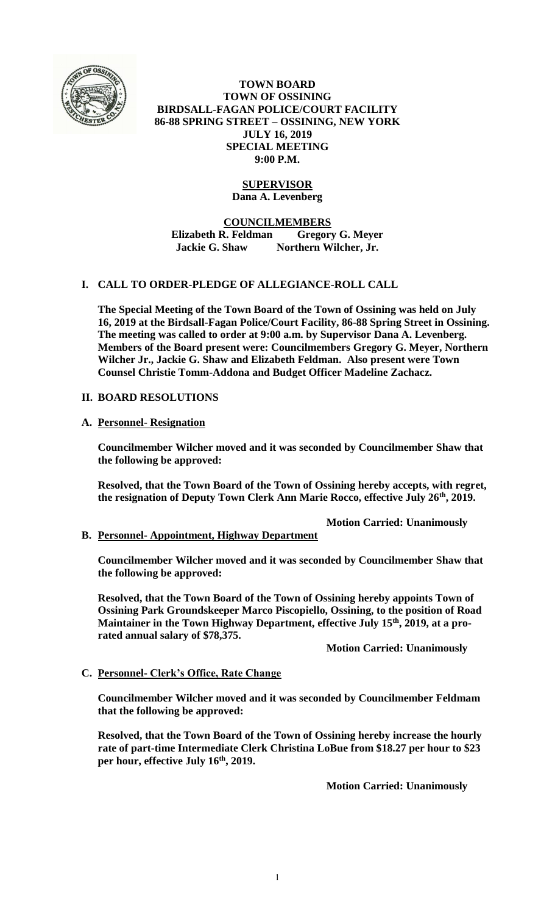# TOWN BOARD
# TOWN OF OSSINING
# BIRDSALL-FAGAN POLICE/COURT FACILITY
# 86-88 SPRING STREET – OSSINING, NEW YORK
# JULY 16, 2019
# SPECIAL MEETING
# 9:00 P.M.

## SUPERVISOR
**Dana A. Levenberg**

## COUNCILMEMBERS
**Elizabeth R. Feldman Gregory G. Meyer**
**Jackie G. Shaw Northern Wilcher, Jr.**

## I. CALL TO ORDER-PLEDGE OF ALLEGIANCE-ROLL CALL

**The Special Meeting of the Town Board of the Town of Ossining was held on July 16, 2019 at the Birdsall-Fagan Police/Court Facility, 86-88 Spring Street in Ossining. The meeting was called to order at 9:00 a.m. by Supervisor Dana A. Levenberg. Members of the Board present were: Councilmembers Gregory G. Meyer, Northern Wilcher Jr., Jackie G. Shaw and Elizabeth Feldman. Also present were Town Counsel Christie Tomm-Addona and Budget Officer Madeline Zachacz.**

## II. BOARD RESOLUTIONS

### A. Personnel- Resignation

**Councilmember Wilcher moved and it was seconded by Councilmember Shaw that the following be approved:**

**Resolved, that the Town Board of the Town of Ossining hereby accepts, with regret, the resignation of Deputy Town Clerk Ann Marie Rocco, effective July 26th, 2019.**

**Motion Carried: Unanimously**

### B. Personnel- Appointment, Highway Department

**Councilmember Wilcher moved and it was seconded by Councilmember Shaw that the following be approved:**

**Resolved, that the Town Board of the Town of Ossining hereby appoints Town of Ossining Park Groundskeeper Marco Piscopiello, Ossining, to the position of Road Maintainer in the Town Highway Department, effective July 15th, 2019, at a pro-rated annual salary of $78,375.**

**Motion Carried: Unanimously**

### C. Personnel- Clerk's Office, Rate Change

**Councilmember Wilcher moved and it was seconded by Councilmember Feldmam that the following be approved:**

**Resolved, that the Town Board of the Town of Ossining hereby increase the hourly rate of part-time Intermediate Clerk Christina LoBue from $18.27 per hour to $23 per hour, effective July 16th, 2019.**

**Motion Carried: Unanimously**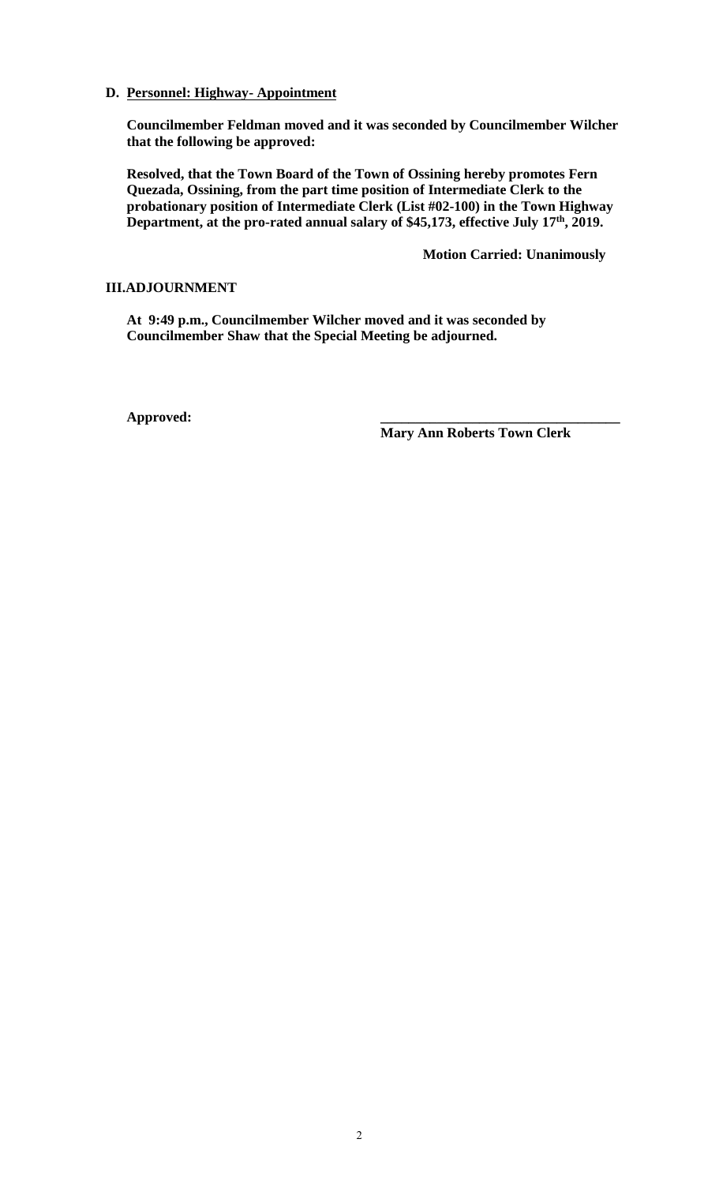**D. Personnel: Highway- Appointment**

**Councilmember Feldman moved and it was seconded by Councilmember Wilcher that the following be approved:**

**Resolved, that the Town Board of the Town of Ossining hereby promotes Fern Quezada, Ossining, from the part time position of Intermediate Clerk to the probationary position of Intermediate Clerk (List #02-100) in the Town Highway Department, at the pro-rated annual salary of $45,173, effective July 17th, 2019.**

**Motion Carried: Unanimously**

**III.ADJOURNMENT**

**At 9:49 p.m., Councilmember Wilcher moved and it was seconded by Councilmember Shaw that the Special Meeting be adjourned.**

**Approved:** \_\_\_\_\_\_\_\_\_\_\_\_\_\_\_\_\_\_\_\_\_\_\_\_\_\_\_\_\_\_\_\_\_\_

**Mary Ann Roberts Town Clerk**